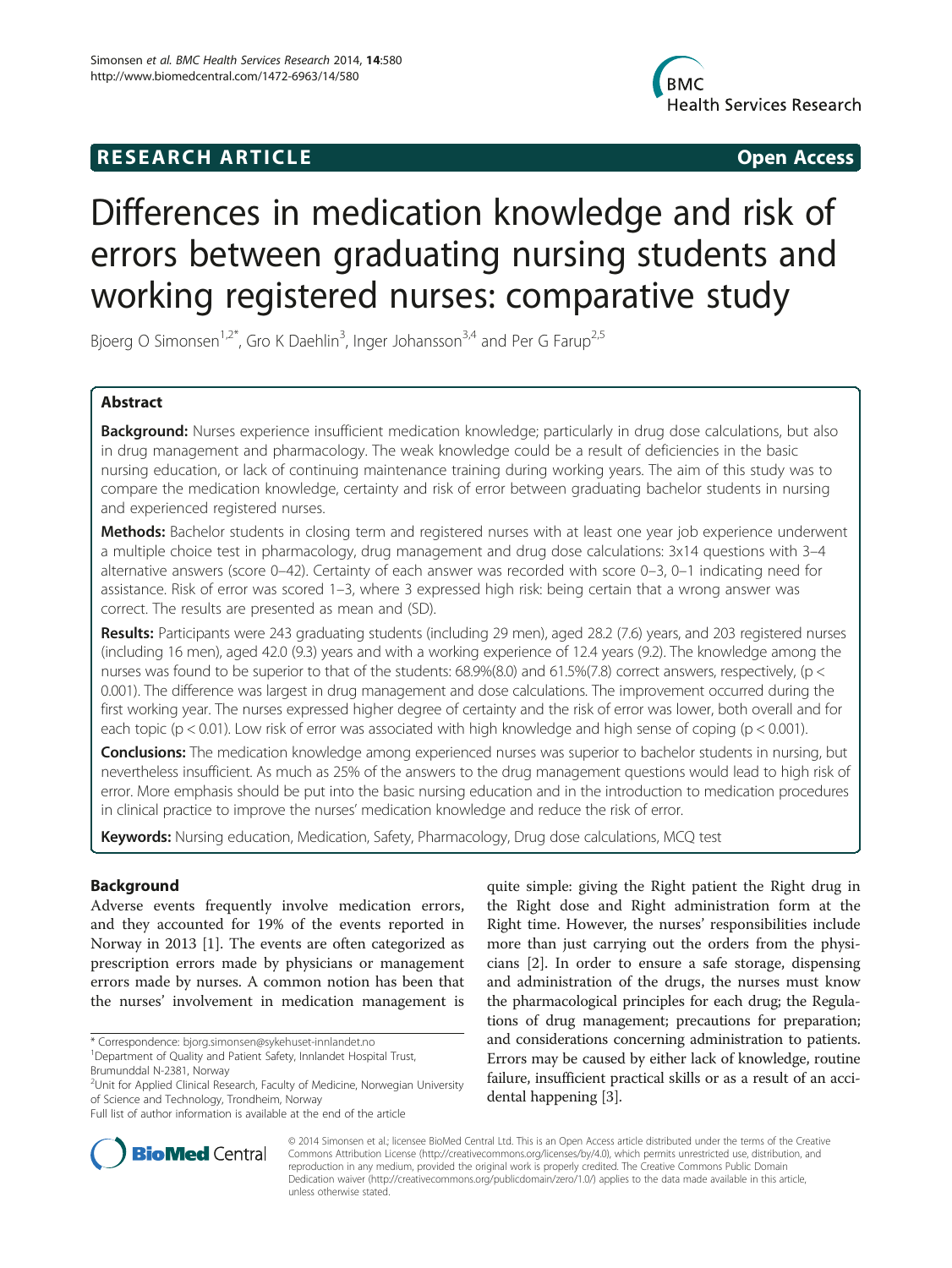RESEARCH ARTICLE Open Access

# Differences in medication knowledge and risk of errors between graduating nursing students and working registered nurses: comparative study

Bjoerg O Simonsen[1,2*], Gro K Daehlin[3], Inger Johansson[3,4] and Per G Farup[2,5]

## Abstract

**Background:** Nurses experience insufficient medication knowledge; particularly in drug dose calculations, but also in drug management and pharmacology. The weak knowledge could be a result of deficiencies in the basic nursing education, or lack of continuing maintenance training during working years. The aim of this study was to compare the medication knowledge, certainty and risk of error between graduating bachelor students in nursing and experienced registered nurses.

**Methods:** Bachelor students in closing term and registered nurses with at least one year job experience underwent a multiple choice test in pharmacology, drug management and drug dose calculations: 3x14 questions with 3–4 alternative answers (score 0–42). Certainty of each answer was recorded with score 0–3, 0–1 indicating need for assistance. Risk of error was scored 1–3, where 3 expressed high risk: being certain that a wrong answer was correct. The results are presented as mean and (SD).

**Results:** Participants were 243 graduating students (including 29 men), aged 28.2 (7.6) years, and 203 registered nurses (including 16 men), aged 42.0 (9.3) years and with a working experience of 12.4 years (9.2). The knowledge among the nurses was found to be superior to that of the students: 68.9%(8.0) and 61.5%(7.8) correct answers, respectively, ($p < 0.001$). The difference was largest in drug management and dose calculations. The improvement occurred during the first working year. The nurses expressed higher degree of certainty and the risk of error was lower, both overall and for each topic ($p < 0.01$). Low risk of error was associated with high knowledge and high sense of coping ($p < 0.001$).

**Conclusions:** The medication knowledge among experienced nurses was superior to bachelor students in nursing, but nevertheless insufficient. As much as 25% of the answers to the drug management questions would lead to high risk of error. More emphasis should be put into the basic nursing education and in the introduction to medication procedures in clinical practice to improve the nurses' medication knowledge and reduce the risk of error.

**Keywords:** Nursing education, Medication, Safety, Pharmacology, Drug dose calculations, MCQ test

## Background

Adverse events frequently involve medication errors, and they accounted for 19% of the events reported in Norway in 2013 [1]. The events are often categorized as prescription errors made by physicians or management errors made by nurses. A common notion has been that the nurses' involvement in medication management is quite simple: giving the Right patient the Right drug in the Right dose and Right administration form at the Right time. However, the nurses' responsibilities include more than just carrying out the orders from the physicians [2]. In order to ensure a safe storage, dispensing and administration of the drugs, the nurses must know the pharmacological principles for each drug; the Regulations of drug management; precautions for preparation; and considerations concerning administration to patients. Errors may be caused by either lack of knowledge, routine failure, insufficient practical skills or as a result of an accidental happening [3].

\* Correspondence: bjorg.simonsen@sykehuset-innlandet.no
[1]Department of Quality and Patient Safety, Innlandet Hospital Trust, Brumunddal N-2381, Norway
[2]Unit for Applied Clinical Research, Faculty of Medicine, Norwegian University of Science and Technology, Trondheim, Norway
Full list of author information is available at the end of the article

© 2014 Simonsen et al.; licensee BioMed Central Ltd. This is an Open Access article distributed under the terms of the Creative Commons Attribution License (http://creativecommons.org/licenses/by/4.0), which permits unrestricted use, distribution, and reproduction in any medium, provided the original work is properly credited. The Creative Commons Public Domain Dedication waiver (http://creativecommons.org/publicdomain/zero/1.0/) applies to the data made available in this article, unless otherwise stated.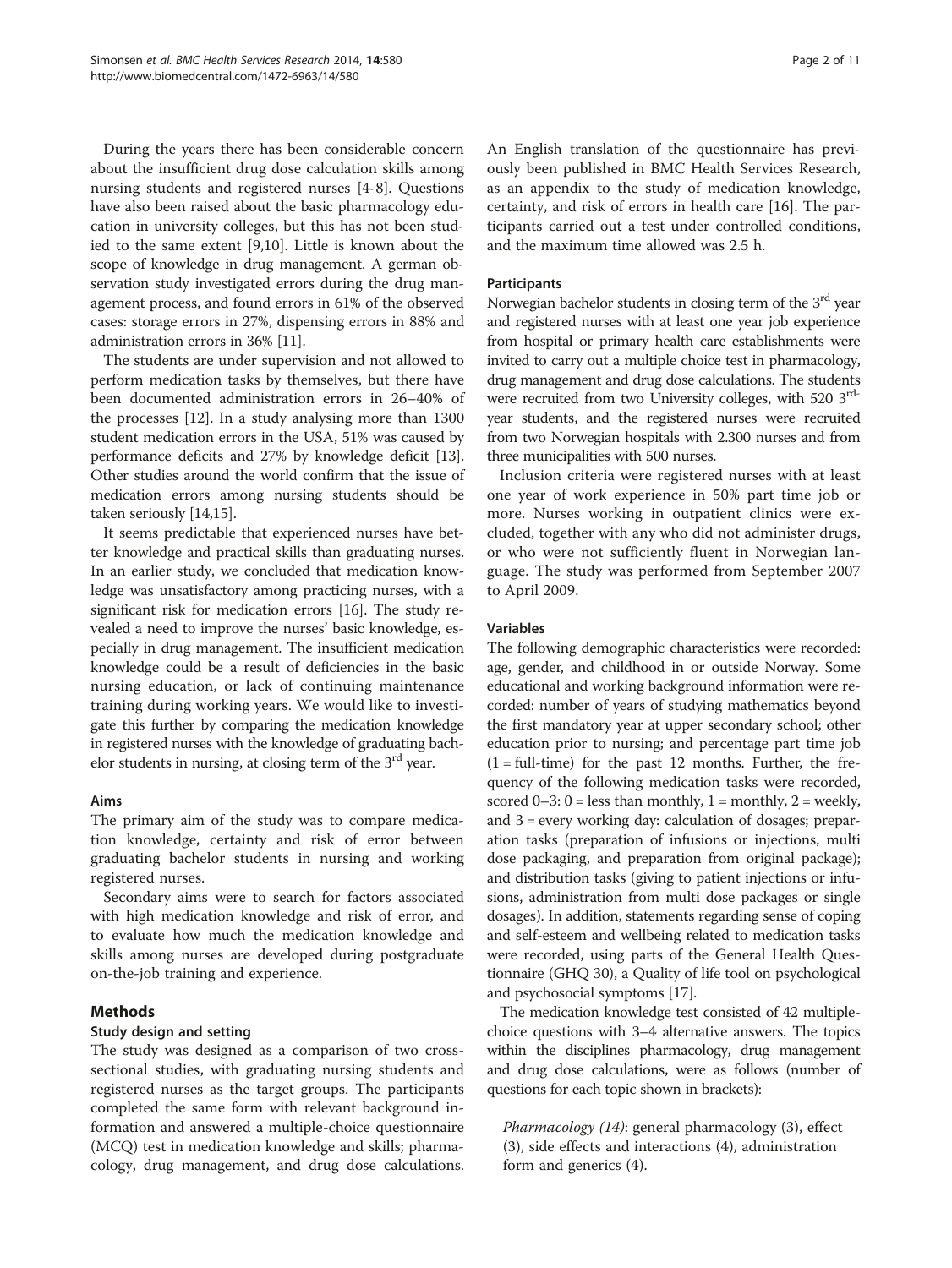During the years there has been considerable concern about the insufficient drug dose calculation skills among nursing students and registered nurses [4-8]. Questions have also been raised about the basic pharmacology education in university colleges, but this has not been studied to the same extent [9,10]. Little is known about the scope of knowledge in drug management. A german observation study investigated errors during the drug management process, and found errors in 61% of the observed cases: storage errors in 27%, dispensing errors in 88% and administration errors in 36% [11].

The students are under supervision and not allowed to perform medication tasks by themselves, but there have been documented administration errors in 26–40% of the processes [12]. In a study analysing more than 1300 student medication errors in the USA, 51% was caused by performance deficits and 27% by knowledge deficit [13]. Other studies around the world confirm that the issue of medication errors among nursing students should be taken seriously [14,15].

It seems predictable that experienced nurses have better knowledge and practical skills than graduating nurses. In an earlier study, we concluded that medication knowledge was unsatisfactory among practicing nurses, with a significant risk for medication errors [16]. The study revealed a need to improve the nurses' basic knowledge, especially in drug management. The insufficient medication knowledge could be a result of deficiencies in the basic nursing education, or lack of continuing maintenance training during working years. We would like to investigate this further by comparing the medication knowledge in registered nurses with the knowledge of graduating bachelor students in nursing, at closing term of the 3rd year.

### Aims

The primary aim of the study was to compare medication knowledge, certainty and risk of error between graduating bachelor students in nursing and working registered nurses.

Secondary aims were to search for factors associated with high medication knowledge and risk of error, and to evaluate how much the medication knowledge and skills among nurses are developed during postgraduate on-the-job training and experience.

## Methods

### Study design and setting

The study was designed as a comparison of two cross-sectional studies, with graduating nursing students and registered nurses as the target groups. The participants completed the same form with relevant background information and answered a multiple-choice questionnaire (MCQ) test in medication knowledge and skills; pharmacology, drug management, and drug dose calculations. An English translation of the questionnaire has previously been published in BMC Health Services Research, as an appendix to the study of medication knowledge, certainty, and risk of errors in health care [16]. The participants carried out a test under controlled conditions, and the maximum time allowed was 2.5 h.

### Participants

Norwegian bachelor students in closing term of the 3rd year and registered nurses with at least one year job experience from hospital or primary health care establishments were invited to carry out a multiple choice test in pharmacology, drug management and drug dose calculations. The students were recruited from two University colleges, with 520 3rd-year students, and the registered nurses were recruited from two Norwegian hospitals with 2.300 nurses and from three municipalities with 500 nurses.

Inclusion criteria were registered nurses with at least one year of work experience in 50% part time job or more. Nurses working in outpatient clinics were excluded, together with any who did not administer drugs, or who were not sufficiently fluent in Norwegian language. The study was performed from September 2007 to April 2009.

### Variables

The following demographic characteristics were recorded: age, gender, and childhood in or outside Norway. Some educational and working background information were recorded: number of years of studying mathematics beyond the first mandatory year at upper secondary school; other education prior to nursing; and percentage part time job (1 = full-time) for the past 12 months. Further, the frequency of the following medication tasks were recorded, scored 0–3: 0 = less than monthly, 1 = monthly, 2 = weekly, and 3 = every working day: calculation of dosages; preparation tasks (preparation of infusions or injections, multi dose packaging, and preparation from original package); and distribution tasks (giving to patient injections or infusions, administration from multi dose packages or single dosages). In addition, statements regarding sense of coping and self-esteem and wellbeing related to medication tasks were recorded, using parts of the General Health Questionnaire (GHQ 30), a Quality of life tool on psychological and psychosocial symptoms [17].

The medication knowledge test consisted of 42 multiple-choice questions with 3–4 alternative answers. The topics within the disciplines pharmacology, drug management and drug dose calculations, were as follows (number of questions for each topic shown in brackets):

*Pharmacology (14)*: general pharmacology (3), effect (3), side effects and interactions (4), administration form and generics (4).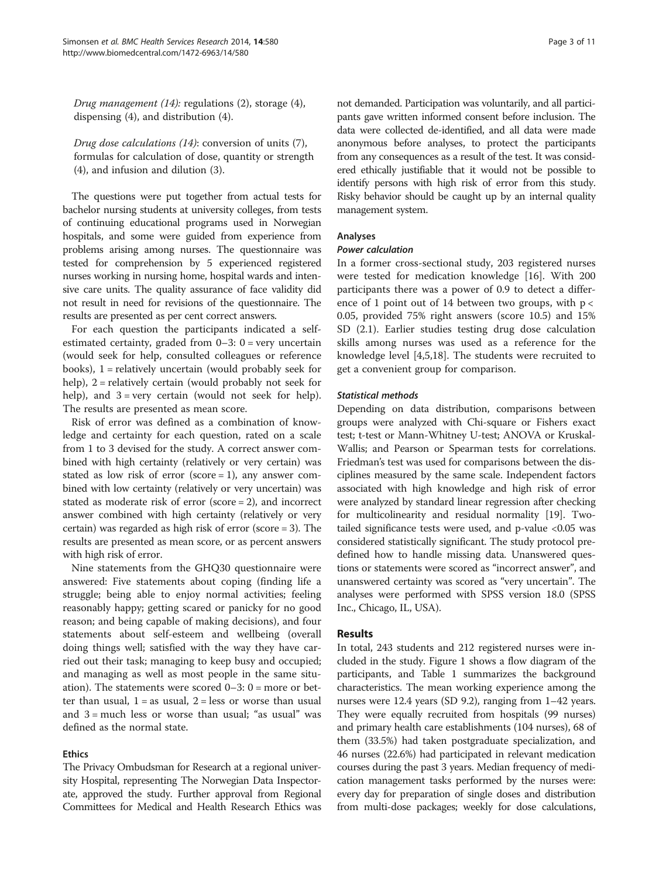*Drug management (14):* regulations (2), storage (4), dispensing (4), and distribution (4).

*Drug dose calculations (14)*: conversion of units (7), formulas for calculation of dose, quantity or strength (4), and infusion and dilution (3).

The questions were put together from actual tests for bachelor nursing students at university colleges, from tests of continuing educational programs used in Norwegian hospitals, and some were guided from experience from problems arising among nurses. The questionnaire was tested for comprehension by 5 experienced registered nurses working in nursing home, hospital wards and intensive care units. The quality assurance of face validity did not result in need for revisions of the questionnaire. The results are presented as per cent correct answers.

For each question the participants indicated a self-estimated certainty, graded from 0–3: 0 = very uncertain (would seek for help, consulted colleagues or reference books), 1 = relatively uncertain (would probably seek for help), 2 = relatively certain (would probably not seek for help), and 3 = very certain (would not seek for help). The results are presented as mean score.

Risk of error was defined as a combination of knowledge and certainty for each question, rated on a scale from 1 to 3 devised for the study. A correct answer combined with high certainty (relatively or very certain) was stated as low risk of error (score = 1), any answer combined with low certainty (relatively or very uncertain) was stated as moderate risk of error (score = 2), and incorrect answer combined with high certainty (relatively or very certain) was regarded as high risk of error (score = 3). The results are presented as mean score, or as percent answers with high risk of error.

Nine statements from the GHQ30 questionnaire were answered: Five statements about coping (finding life a struggle; being able to enjoy normal activities; feeling reasonably happy; getting scared or panicky for no good reason; and being capable of making decisions), and four statements about self-esteem and wellbeing (overall doing things well; satisfied with the way they have carried out their task; managing to keep busy and occupied; and managing as well as most people in the same situation). The statements were scored 0–3: 0 = more or better than usual, 1 = as usual, 2 = less or worse than usual and 3 = much less or worse than usual; "as usual" was defined as the normal state.

### Ethics

The Privacy Ombudsman for Research at a regional university Hospital, representing The Norwegian Data Inspectorate, approved the study. Further approval from Regional Committees for Medical and Health Research Ethics was not demanded. Participation was voluntarily, and all participants gave written informed consent before inclusion. The data were collected de-identified, and all data were made anonymous before analyses, to protect the participants from any consequences as a result of the test. It was considered ethically justifiable that it would not be possible to identify persons with high risk of error from this study. Risky behavior should be caught up by an internal quality management system.

### Analyses

#### *Power calculation*

In a former cross-sectional study, 203 registered nurses were tested for medication knowledge [16]. With 200 participants there was a power of 0.9 to detect a difference of 1 point out of 14 between two groups, with $p < 0.05$, provided 75% right answers (score 10.5) and 15% SD (2.1). Earlier studies testing drug dose calculation skills among nurses was used as a reference for the knowledge level [4,5,18]. The students were recruited to get a convenient group for comparison.

#### *Statistical methods*

Depending on data distribution, comparisons between groups were analyzed with Chi-square or Fishers exact test; t-test or Mann-Whitney U-test; ANOVA or Kruskal-Wallis; and Pearson or Spearman tests for correlations. Friedman's test was used for comparisons between the disciplines measured by the same scale. Independent factors associated with high knowledge and high risk of error were analyzed by standard linear regression after checking for multicolinearity and residual normality [19]. Two-tailed significance tests were used, and p-value <0.05 was considered statistically significant. The study protocol predefined how to handle missing data. Unanswered questions or statements were scored as "incorrect answer", and unanswered certainty was scored as "very uncertain". The analyses were performed with SPSS version 18.0 (SPSS Inc., Chicago, IL, USA).

## Results

In total, 243 students and 212 registered nurses were included in the study. Figure 1 shows a flow diagram of the participants, and Table 1 summarizes the background characteristics. The mean working experience among the nurses were 12.4 years (SD 9.2), ranging from 1–42 years. They were equally recruited from hospitals (99 nurses) and primary health care establishments (104 nurses), 68 of them (33.5%) had taken postgraduate specialization, and 46 nurses (22.6%) had participated in relevant medication courses during the past 3 years. Median frequency of medication management tasks performed by the nurses were: every day for preparation of single doses and distribution from multi-dose packages; weekly for dose calculations,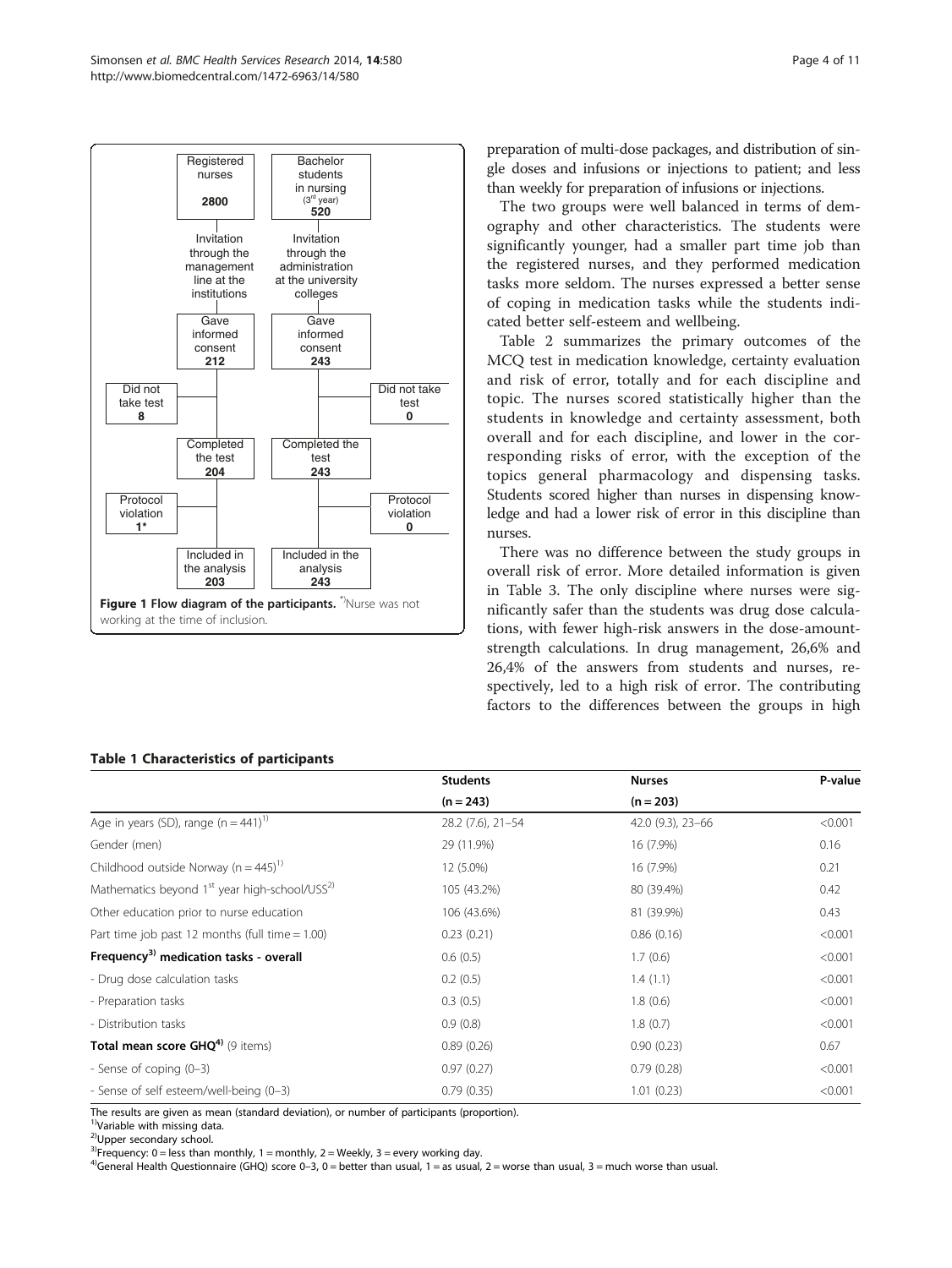Figure 1 Flow diagram of the participants. [*]Nurse was not working at the time of inclusion.

preparation of multi-dose packages, and distribution of single doses and infusions or injections to patient; and less than weekly for preparation of infusions or injections.

The two groups were well balanced in terms of demography and other characteristics. The students were significantly younger, had a smaller part time job than the registered nurses, and they performed medication tasks more seldom. The nurses expressed a better sense of coping in medication tasks while the students indicated better self-esteem and wellbeing.

Table 2 summarizes the primary outcomes of the MCQ test in medication knowledge, certainty evaluation and risk of error, totally and for each discipline and topic. The nurses scored statistically higher than the students in knowledge and certainty assessment, both overall and for each discipline, and lower in the corresponding risks of error, with the exception of the topics general pharmacology and dispensing tasks. Students scored higher than nurses in dispensing knowledge and had a lower risk of error in this discipline than nurses.

There was no difference between the study groups in overall risk of error. More detailed information is given in Table 3. The only discipline where nurses were significantly safer than the students was drug dose calculations, with fewer high-risk answers in the dose-amount-strength calculations. In drug management, 26,6% and 26,4% of the answers from students and nurses, respectively, led to a high risk of error. The contributing factors to the differences between the groups in high

**Table 1 Characteristics of participants**

| | Students (n = 243) | Nurses (n = 203) | P-value |
|---|---|---|---|
| Age in years (SD), range (n = 441)[1)] | 28.2 (7.6), 21–54 | 42.0 (9.3), 23–66 | <0.001 |
| Gender (men) | 29 (11.9%) | 16 (7.9%) | 0.16 |
| Childhood outside Norway (n = 445)[1)] | 12 (5.0%) | 16 (7.9%) | 0.21 |
| Mathematics beyond 1[st] year high-school/USS[2)] | 105 (43.2%) | 80 (39.4%) | 0.42 |
| Other education prior to nurse education | 106 (43.6%) | 81 (39.9%) | 0.43 |
| Part time job past 12 months (full time = 1.00) | 0.23 (0.21) | 0.86 (0.16) | <0.001 |
| **Frequency[3)] medication tasks - overall** | 0.6 (0.5) | 1.7 (0.6) | <0.001 |
| - Drug dose calculation tasks | 0.2 (0.5) | 1.4 (1.1) | <0.001 |
| - Preparation tasks | 0.3 (0.5) | 1.8 (0.6) | <0.001 |
| - Distribution tasks | 0.9 (0.8) | 1.8 (0.7) | <0.001 |
| **Total mean score GHQ[4)]** (9 items) | 0.89 (0.26) | 0.90 (0.23) | 0.67 |
| - Sense of coping (0–3) | 0.97 (0.27) | 0.79 (0.28) | <0.001 |
| - Sense of self esteem/well-being (0–3) | 0.79 (0.35) | 1.01 (0.23) | <0.001 |

The results are given as mean (standard deviation), or number of participants (proportion).
[1)]Variable with missing data.
[2)]Upper secondary school.
[3)]Frequency: 0 = less than monthly, 1 = monthly, 2 = Weekly, 3 = every working day.
[4)]General Health Questionnaire (GHQ) score 0–3, 0 = better than usual, 1 = as usual, 2 = worse than usual, 3 = much worse than usual.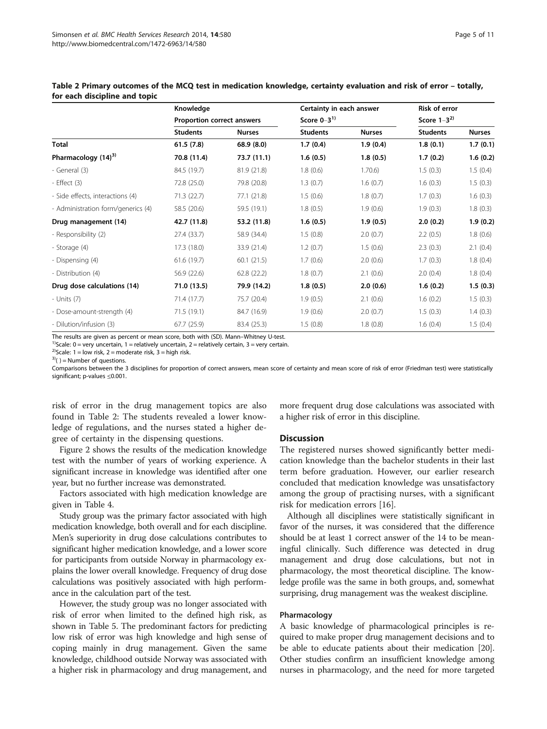**Table 2 Primary outcomes of the MCQ test in medication knowledge, certainty evaluation and risk of error – totally, for each discipline and topic**

| | Knowledge | | Certainty in each answer | | Risk of error | |
|---|---|---|---|---|---|---|
| | Proportion correct answers | | Score 0–3[1)] | | Score 1–3[2)] | |
| | Students | Nurses | Students | Nurses | Students | Nurses |
| **Total** | **61.5 (7.8)** | **68.9 (8.0)** | **1.7 (0.4)** | **1.9 (0.4)** | **1.8 (0.1)** | **1.7 (0.1)** |
| **Pharmacology (14)[3)]** | **70.8 (11.4)** | **73.7 (11.1)** | **1.6 (0.5)** | **1.8 (0.5)** | **1.7 (0.2)** | **1.6 (0.2)** |
| - General (3) | 84.5 (19.7) | 81.9 (21.8) | 1.8 (0.6) | 1.70.6) | 1.5 (0.3) | 1.5 (0.4) |
| - Effect (3) | 72.8 (25.0) | 79.8 (20.8) | 1.3 (0.7) | 1.6 (0.7) | 1.6 (0.3) | 1.5 (0.3) |
| - Side effects, interactions (4) | 71.3 (22.7) | 77.1 (21.8) | 1.5 (0.6) | 1.8 (0.7) | 1.7 (0.3) | 1.6 (0.3) |
| - Administration form/generics (4) | 58.5 (20.6) | 59.5 (19.1) | 1.8 (0.5) | 1.9 (0.6) | 1.9 (0.3) | 1.8 (0.3) |
| **Drug management (14)** | **42.7 (11.8)** | **53.2 (11.8)** | **1.6 (0.5)** | **1.9 (0.5)** | **2.0 (0.2)** | **1.9 (0.2)** |
| - Responsibility (2) | 27.4 (33.7) | 58.9 (34.4) | 1.5 (0.8) | 2.0 (0.7) | 2.2 (0.5) | 1.8 (0.6) |
| - Storage (4) | 17.3 (18.0) | 33.9 (21.4) | 1.2 (0.7) | 1.5 (0.6) | 2.3 (0.3) | 2.1 (0.4) |
| - Dispensing (4) | 61.6 (19.7) | 60.1 (21.5) | 1.7 (0.6) | 2.0 (0.6) | 1.7 (0.3) | 1.8 (0.4) |
| - Distribution (4) | 56.9 (22.6) | 62.8 (22.2) | 1.8 (0.7) | 2.1 (0.6) | 2.0 (0.4) | 1.8 (0.4) |
| **Drug dose calculations (14)** | **71.0 (13.5)** | **79.9 (14.2)** | **1.8 (0.5)** | **2.0 (0.6)** | **1.6 (0.2)** | **1.5 (0.3)** |
| - Units (7) | 71.4 (17.7) | 75.7 (20.4) | 1.9 (0.5) | 2.1 (0.6) | 1.6 (0.2) | 1.5 (0.3) |
| - Dose-amount-strength (4) | 71.5 (19.1) | 84.7 (16.9) | 1.9 (0.6) | 2.0 (0.7) | 1.5 (0.3) | 1.4 (0.3) |
| - Dilution/infusion (3) | 67.7 (25.9) | 83.4 (25.3) | 1.5 (0.8) | 1.8 (0.8) | 1.6 (0.4) | 1.5 (0.4) |

The results are given as percent or mean score, both with (SD). Mann–Whitney U-test.
[1)]Scale: 0 = very uncertain, 1 = relatively uncertain, 2 = relatively certain, 3 = very certain.
[2)]Scale: 1 = low risk, 2 = moderate risk, 3 = high risk.
[3)]( ) = Number of questions.
Comparisons between the 3 disciplines for proportion of correct answers, mean score of certainty and mean score of risk of error (Friedman test) were statistically significant; p-values ≤0.001.

risk of error in the drug management topics are also found in Table 2: The students revealed a lower knowledge of regulations, and the nurses stated a higher degree of certainty in the dispensing questions.

Figure 2 shows the results of the medication knowledge test with the number of years of working experience. A significant increase in knowledge was identified after one year, but no further increase was demonstrated.

Factors associated with high medication knowledge are given in Table 4.

Study group was the primary factor associated with high medication knowledge, both overall and for each discipline. Men's superiority in drug dose calculations contributes to significant higher medication knowledge, and a lower score for participants from outside Norway in pharmacology explains the lower overall knowledge. Frequency of drug dose calculations was positively associated with high performance in the calculation part of the test.

However, the study group was no longer associated with risk of error when limited to the defined high risk, as shown in Table 5. The predominant factors for predicting low risk of error was high knowledge and high sense of coping mainly in drug management. Given the same knowledge, childhood outside Norway was associated with a higher risk in pharmacology and drug management, and more frequent drug dose calculations was associated with a higher risk of error in this discipline.

## Discussion

The registered nurses showed significantly better medication knowledge than the bachelor students in their last term before graduation. However, our earlier research concluded that medication knowledge was unsatisfactory among the group of practising nurses, with a significant risk for medication errors [16].

Although all disciplines were statistically significant in favor of the nurses, it was considered that the difference should be at least 1 correct answer of the 14 to be meaningful clinically. Such difference was detected in drug management and drug dose calculations, but not in pharmacology, the most theoretical discipline. The knowledge profile was the same in both groups, and, somewhat surprising, drug management was the weakest discipline.

### Pharmacology

A basic knowledge of pharmacological principles is required to make proper drug management decisions and to be able to educate patients about their medication [20]. Other studies confirm an insufficient knowledge among nurses in pharmacology, and the need for more targeted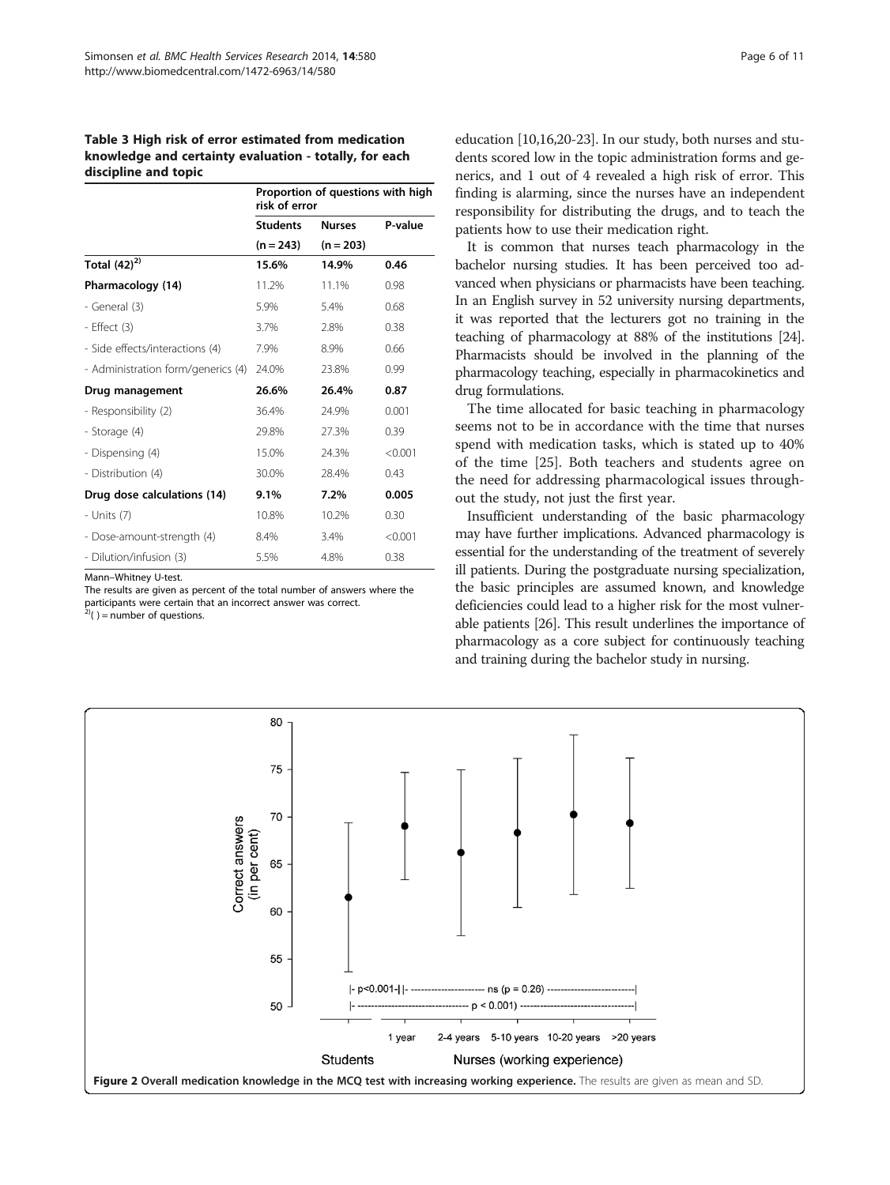**Table 3 High risk of error estimated from medication knowledge and certainty evaluation - totally, for each discipline and topic**

| | Proportion of questions with high risk of error | | |
|---|---|---|---|
| | Students | Nurses | P-value |
| | (n = 243) | (n = 203) | |
| **Total (42)[2)]** | **15.6%** | **14.9%** | **0.46** |
| **Pharmacology (14)** | 11.2% | 11.1% | 0.98 |
| - General (3) | 5.9% | 5.4% | 0.68 |
| - Effect (3) | 3.7% | 2.8% | 0.38 |
| - Side effects/interactions (4) | 7.9% | 8.9% | 0.66 |
| - Administration form/generics (4) | 24.0% | 23.8% | 0.99 |
| **Drug management** | **26.6%** | **26.4%** | **0.87** |
| - Responsibility (2) | 36.4% | 24.9% | 0.001 |
| - Storage (4) | 29.8% | 27.3% | 0.39 |
| - Dispensing (4) | 15.0% | 24.3% | <0.001 |
| - Distribution (4) | 30.0% | 28.4% | 0.43 |
| **Drug dose calculations (14)** | **9.1%** | **7.2%** | **0.005** |
| - Units (7) | 10.8% | 10.2% | 0.30 |
| - Dose-amount-strength (4) | 8.4% | 3.4% | <0.001 |
| - Dilution/infusion (3) | 5.5% | 4.8% | 0.38 |

Mann–Whitney U-test.
The results are given as percent of the total number of answers where the participants were certain that an incorrect answer was correct.
[2)]( ) = number of questions.

education [10,16,20-23]. In our study, both nurses and students scored low in the topic administration forms and generics, and 1 out of 4 revealed a high risk of error. This finding is alarming, since the nurses have an independent responsibility for distributing the drugs, and to teach the patients how to use their medication right.

It is common that nurses teach pharmacology in the bachelor nursing studies. It has been perceived too advanced when physicians or pharmacists have been teaching. In an English survey in 52 university nursing departments, it was reported that the lecturers got no training in the teaching of pharmacology at 88% of the institutions [24]. Pharmacists should be involved in the planning of the pharmacology teaching, especially in pharmacokinetics and drug formulations.

The time allocated for basic teaching in pharmacology seems not to be in accordance with the time that nurses spend with medication tasks, which is stated up to 40% of the time [25]. Both teachers and students agree on the need for addressing pharmacological issues throughout the study, not just the first year.

Insufficient understanding of the basic pharmacology may have further implications. Advanced pharmacology is essential for the understanding of the treatment of severely ill patients. During the postgraduate nursing specialization, the basic principles are assumed known, and knowledge deficiencies could lead to a higher risk for the most vulnerable patients [26]. This result underlines the importance of pharmacology as a core subject for continuously teaching and training during the bachelor study in nursing.

**Figure 2 Overall medication knowledge in the MCQ test with increasing working experience.** The results are given as mean and SD.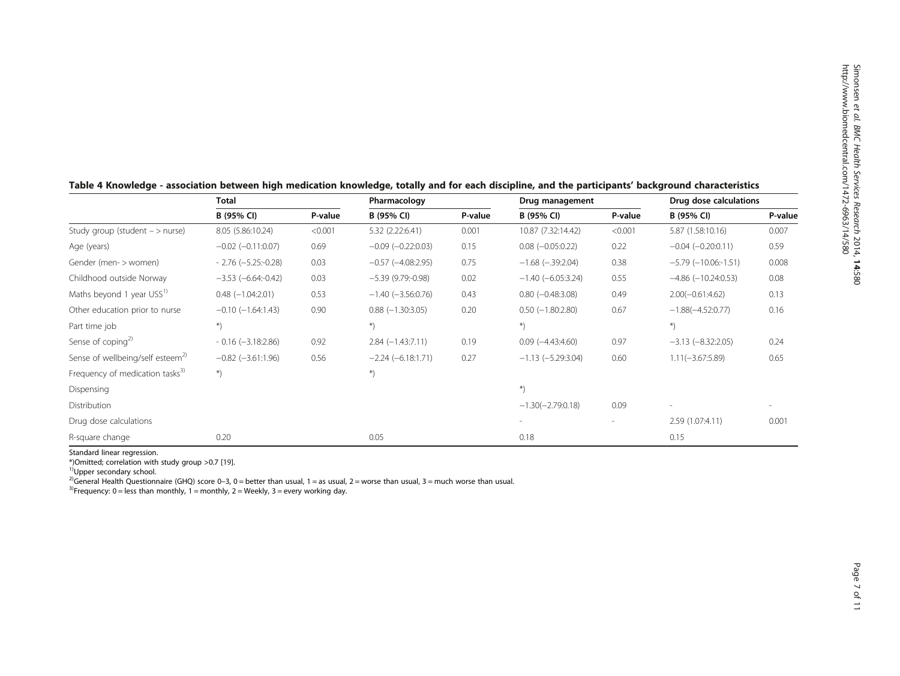**Table 4 Knowledge - association between high medication knowledge, totally and for each discipline, and the participants' background characteristics**

| | Total | | Pharmacology | | Drug management | | Drug dose calculations | |
|---|---|---|---|---|---|---|---|---|
| | B (95% CI) | P-value | B (95% CI) | P-value | B (95% CI) | P-value | B (95% CI) | P-value |
| Study group (student − > nurse) | 8.05 (5.86:10.24) | <0.001 | 5.32 (2.22:6.41) | 0.001 | 10.87 (7.32:14.42) | <0.001 | 5.87 (1.58:10.16) | 0.007 |
| Age (years) | −0.02 (−0.11:0.07) | 0.69 | −0.09 (−0.22:0.03) | 0.15 | 0.08 (−0.05:0.22) | 0.22 | −0.04 (−0.20:0.11) | 0.59 |
| Gender (men- > women) | - 2.76 (−5.25:-0.28) | 0.03 | −0.57 (−4.08:2.95) | 0.75 | −1.68 (−.39:2.04) | 0.38 | −5.79 (−10.06:-1.51) | 0.008 |
| Childhood outside Norway | −3.53 (−6.64:-0.42) | 0.03 | −5.39 (9.79:-0.98) | 0.02 | −1.40 (−6.05:3.24) | 0.55 | −4.86 (−10.24:0.53) | 0.08 |
| Maths beyond 1 year USS[1)] | 0.48 (−1.04:2.01) | 0.53 | −1.40 (−3.56:0.76) | 0.43 | 0.80 (−0.48:3.08) | 0.49 | 2.00(−0.61:4.62) | 0.13 |
| Other education prior to nurse | −0.10 (−1.64:1.43) | 0.90 | 0.88 (−1.30:3.05) | 0.20 | 0.50 (−1.80:2.80) | 0.67 | −1.88(−4.52:0.77) | 0.16 |
| Part time job | *) | | *) | | *) | | *) | |
| Sense of coping[2)] | - 0.16 (−3.18:2.86) | 0.92 | 2.84 (−1.43:7.11) | 0.19 | 0.09 (−4.43:4.60) | 0.97 | −3.13 (−8.32:2.05) | 0.24 |
| Sense of wellbeing/self esteem[2)] | −0.82 (−3.61:1.96) | 0.56 | −2.24 (−6.18:1.71) | 0.27 | −1.13 (−5.29:3.04) | 0.60 | 1.11(−3.67:5.89) | 0.65 |
| Frequency of medication tasks[3)] | *) | | *) | | | | | |
| Dispensing | | | | | *) | | | |
| Distribution | | | | | −1.30(−2.79:0.18) | 0.09 | - | - |
| Drug dose calculations | | | | | - | - | 2.59 (1.07:4.11) | 0.001 |
| R-square change | 0.20 | | 0.05 | | 0.18 | | 0.15 | |

Standard linear regression.
*)Omitted; correlation with study group >0.7 [19].
[1)]Upper secondary school.
[2)]General Health Questionnaire (GHQ) score 0–3, 0 = better than usual, 1 = as usual, 2 = worse than usual, 3 = much worse than usual.
[3)]Frequency: 0 = less than monthly, 1 = monthly, 2 = Weekly, 3 = every working day.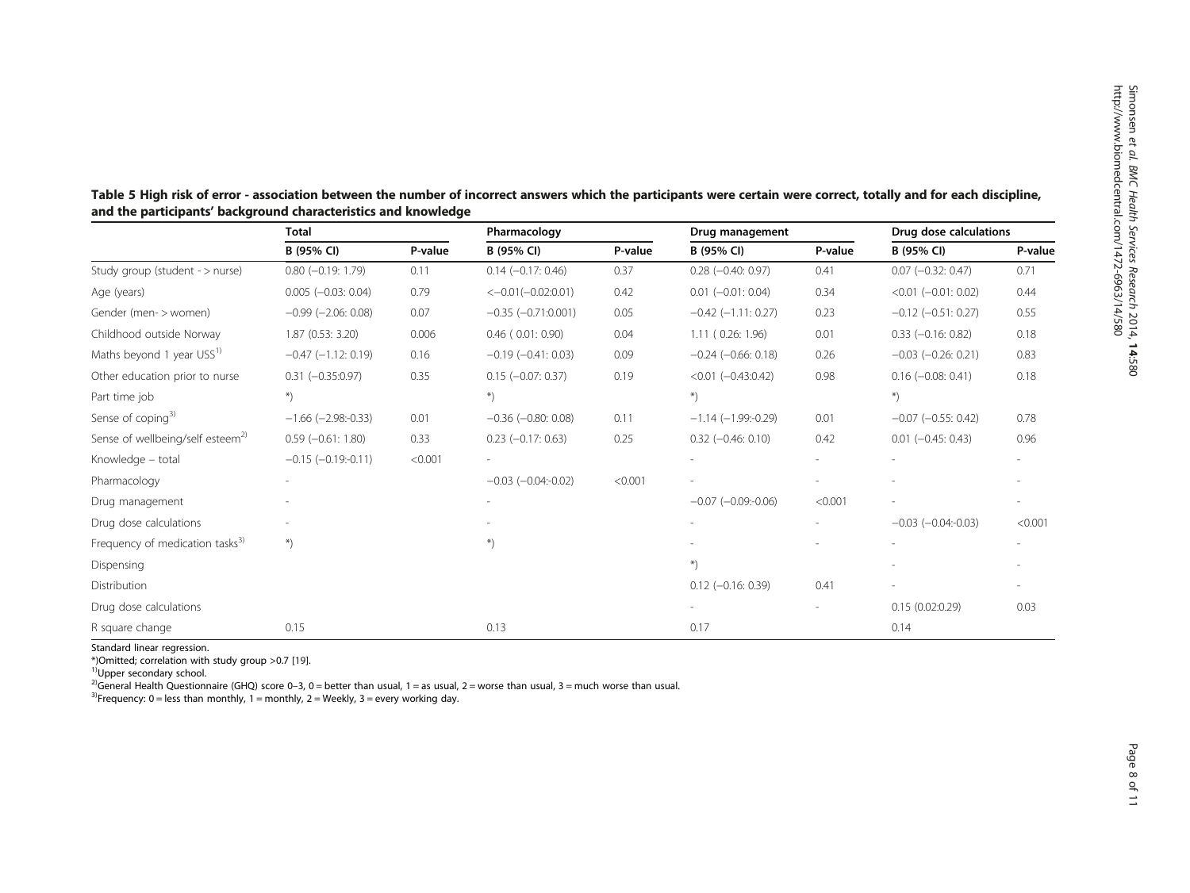**Table 5 High risk of error - association between the number of incorrect answers which the participants were certain were correct, totally and for each discipline, and the participants' background characteristics and knowledge**

| | Total | | Pharmacology | | Drug management | | Drug dose calculations | |
|---|---|---|---|---|---|---|---|---|
| | B (95% CI) | P-value | B (95% CI) | P-value | B (95% CI) | P-value | B (95% CI) | P-value |
| Study group (student - > nurse) | 0.80 (−0.19: 1.79) | 0.11 | 0.14 (−0.17: 0.46) | 0.37 | 0.28 (−0.40: 0.97) | 0.41 | 0.07 (−0.32: 0.47) | 0.71 |
| Age (years) | 0.005 (−0.03: 0.04) | 0.79 | <−0.01(−0.02:0.01) | 0.42 | 0.01 (−0.01: 0.04) | 0.34 | <0.01 (−0.01: 0.02) | 0.44 |
| Gender (men- > women) | −0.99 (−2.06: 0.08) | 0.07 | −0.35 (−0.71:0.001) | 0.05 | −0.42 (−1.11: 0.27) | 0.23 | −0.12 (−0.51: 0.27) | 0.55 |
| Childhood outside Norway | 1.87 (0.53: 3.20) | 0.006 | 0.46 ( 0.01: 0.90) | 0.04 | 1.11 ( 0.26: 1.96) | 0.01 | 0.33 (−0.16: 0.82) | 0.18 |
| Maths beyond 1 year USS[1)] | −0.47 (−1.12: 0.19) | 0.16 | −0.19 (−0.41: 0.03) | 0.09 | −0.24 (−0.66: 0.18) | 0.26 | −0.03 (−0.26: 0.21) | 0.83 |
| Other education prior to nurse | 0.31 (−0.35:0.97) | 0.35 | 0.15 (−0.07: 0.37) | 0.19 | <0.01 (−0.43:0.42) | 0.98 | 0.16 (−0.08: 0.41) | 0.18 |
| Part time job | *) | | *) | | *) | | *) | |
| Sense of coping[3)] | −1.66 (−2.98:-0.33) | 0.01 | −0.36 (−0.80: 0.08) | 0.11 | −1.14 (−1.99:-0.29) | 0.01 | −0.07 (−0.55: 0.42) | 0.78 |
| Sense of wellbeing/self esteem[2)] | 0.59 (−0.61: 1.80) | 0.33 | 0.23 (−0.17: 0.63) | 0.25 | 0.32 (−0.46: 0.10) | 0.42 | 0.01 (−0.45: 0.43) | 0.96 |
| Knowledge – total | −0.15 (−0.19:-0.11) | <0.001 | - | | - | - | - | - |
| Pharmacology | - | | −0.03 (−0.04:-0.02) | <0.001 | - | - | - | - |
| Drug management | - | | - | | −0.07 (−0.09:-0.06) | <0.001 | - | - |
| Drug dose calculations | - | | - | | - | - | −0.03 (−0.04:-0.03) | <0.001 |
| Frequency of medication tasks[3)] | *) | | *) | | - | - | - | - |
| Dispensing | | | | | *) | | - | - |
| Distribution | | | | | 0.12 (−0.16: 0.39) | 0.41 | - | - |
| Drug dose calculations | | | | | - | - | 0.15 (0.02:0.29) | 0.03 |
| R square change | 0.15 | | 0.13 | | 0.17 | | 0.14 | |

Standard linear regression.

*)Omitted; correlation with study group >0.7 [19].

[1)]Upper secondary school.

[2)]General Health Questionnaire (GHQ) score 0–3, 0 = better than usual, 1 = as usual, 2 = worse than usual, 3 = much worse than usual.

[3)]Frequency: 0 = less than monthly, 1 = monthly, 2 = Weekly, 3 = every working day.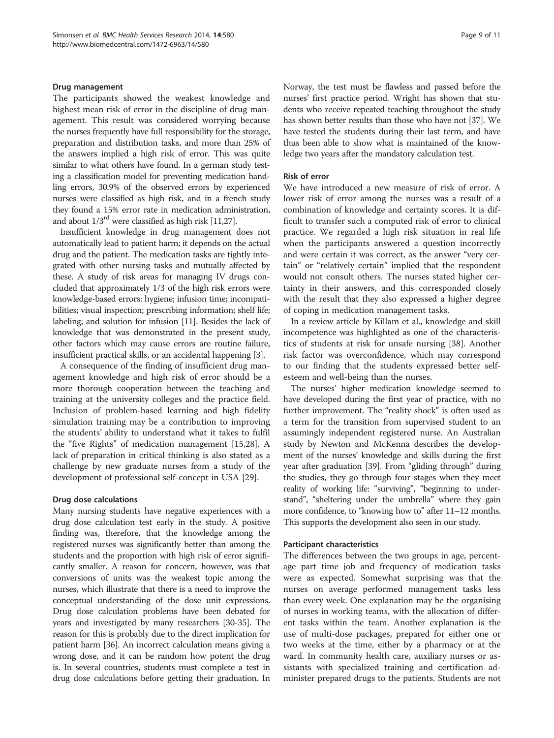#### Drug management

The participants showed the weakest knowledge and highest mean risk of error in the discipline of drug management. This result was considered worrying because the nurses frequently have full responsibility for the storage, preparation and distribution tasks, and more than 25% of the answers implied a high risk of error. This was quite similar to what others have found. In a german study testing a classification model for preventing medication handling errors, 30.9% of the observed errors by experienced nurses were classified as high risk, and in a french study they found a 15% error rate in medication administration, and about 1/3[rd] were classified as high risk [11,27].

Insufficient knowledge in drug management does not automatically lead to patient harm; it depends on the actual drug and the patient. The medication tasks are tightly integrated with other nursing tasks and mutually affected by these. A study of risk areas for managing IV drugs concluded that approximately 1/3 of the high risk errors were knowledge-based errors: hygiene; infusion time; incompatibilities; visual inspection; prescribing information; shelf life; labeling; and solution for infusion [11]. Besides the lack of knowledge that was demonstrated in the present study, other factors which may cause errors are routine failure, insufficient practical skills, or an accidental happening [3].

A consequence of the finding of insufficient drug management knowledge and high risk of error should be a more thorough cooperation between the teaching and training at the university colleges and the practice field. Inclusion of problem-based learning and high fidelity simulation training may be a contribution to improving the students' ability to understand what it takes to fulfil the "five Rights" of medication management [15,28]. A lack of preparation in critical thinking is also stated as a challenge by new graduate nurses from a study of the development of professional self-concept in USA [29].

#### Drug dose calculations

Many nursing students have negative experiences with a drug dose calculation test early in the study. A positive finding was, therefore, that the knowledge among the registered nurses was significantly better than among the students and the proportion with high risk of error significantly smaller. A reason for concern, however, was that conversions of units was the weakest topic among the nurses, which illustrate that there is a need to improve the conceptual understanding of the dose unit expressions. Drug dose calculation problems have been debated for years and investigated by many researchers [30-35]. The reason for this is probably due to the direct implication for patient harm [36]. An incorrect calculation means giving a wrong dose, and it can be random how potent the drug is. In several countries, students must complete a test in drug dose calculations before getting their graduation. In Norway, the test must be flawless and passed before the nurses' first practice period. Wright has shown that students who receive repeated teaching throughout the study has shown better results than those who have not [37]. We have tested the students during their last term, and have thus been able to show what is maintained of the knowledge two years after the mandatory calculation test.

#### Risk of error

We have introduced a new measure of risk of error. A lower risk of error among the nurses was a result of a combination of knowledge and certainty scores. It is difficult to transfer such a computed risk of error to clinical practice. We regarded a high risk situation in real life when the participants answered a question incorrectly and were certain it was correct, as the answer "very certain" or "relatively certain" implied that the respondent would not consult others. The nurses stated higher certainty in their answers, and this corresponded closely with the result that they also expressed a higher degree of coping in medication management tasks.

In a review article by Killam et al., knowledge and skill incompetence was highlighted as one of the characteristics of students at risk for unsafe nursing [38]. Another risk factor was overconfidence, which may correspond to our finding that the students expressed better self-esteem and well-being than the nurses.

The nurses' higher medication knowledge seemed to have developed during the first year of practice, with no further improvement. The "reality shock" is often used as a term for the transition from supervised student to an assumingly independent registered nurse. An Australian study by Newton and McKenna describes the development of the nurses' knowledge and skills during the first year after graduation [39]. From "gliding through" during the studies, they go through four stages when they meet reality of working life: "surviving", "beginning to understand", "sheltering under the umbrella" where they gain more confidence, to "knowing how to" after 11–12 months. This supports the development also seen in our study.

#### Participant characteristics

The differences between the two groups in age, percentage part time job and frequency of medication tasks were as expected. Somewhat surprising was that the nurses on average performed management tasks less than every week. One explanation may be the organising of nurses in working teams, with the allocation of different tasks within the team. Another explanation is the use of multi-dose packages, prepared for either one or two weeks at the time, either by a pharmacy or at the ward. In community health care, auxiliary nurses or assistants with specialized training and certification administer prepared drugs to the patients. Students are not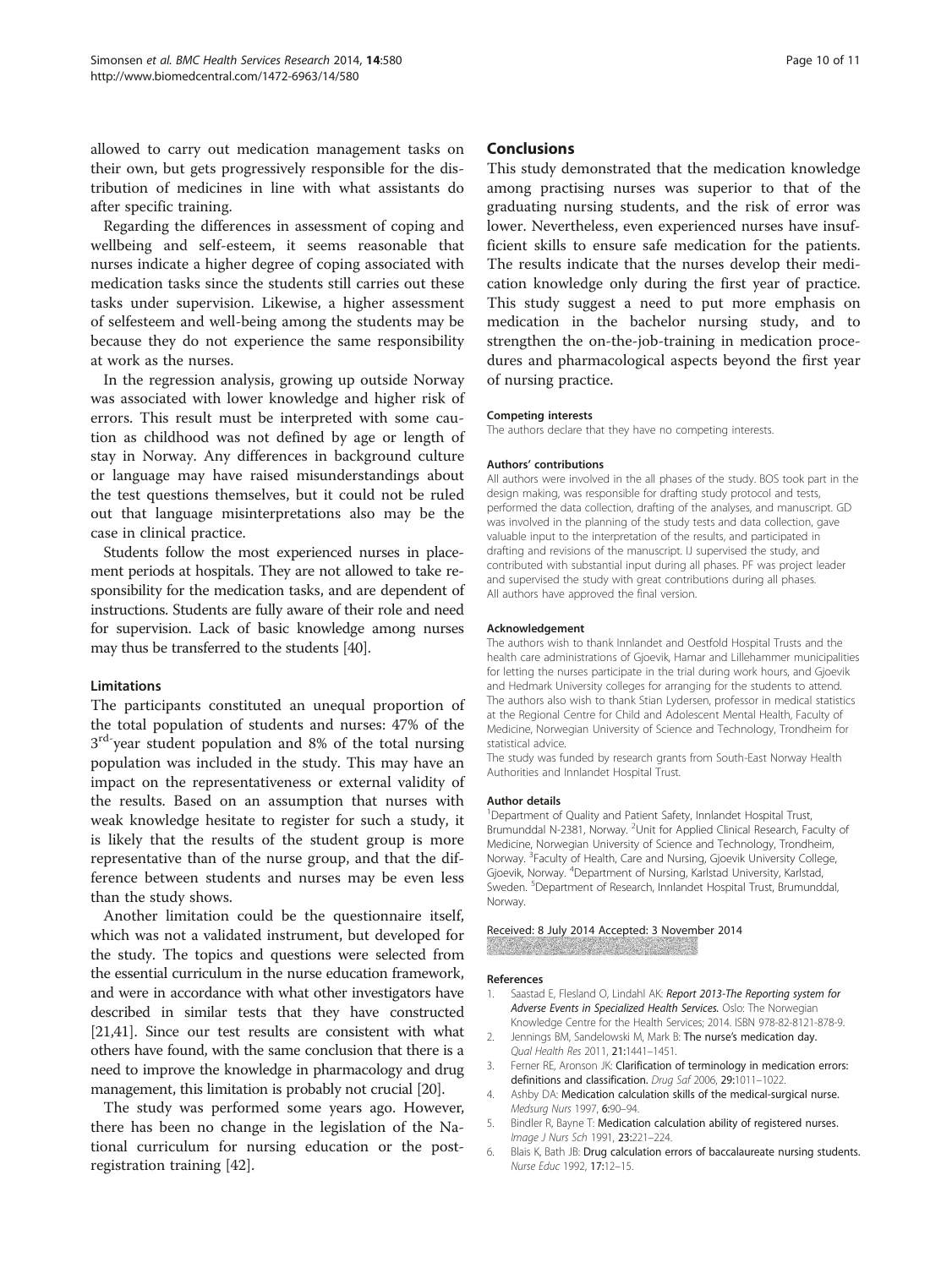allowed to carry out medication management tasks on their own, but gets progressively responsible for the distribution of medicines in line with what assistants do after specific training.

Regarding the differences in assessment of coping and wellbeing and self-esteem, it seems reasonable that nurses indicate a higher degree of coping associated with medication tasks since the students still carries out these tasks under supervision. Likewise, a higher assessment of selfesteem and well-being among the students may be because they do not experience the same responsibility at work as the nurses.

In the regression analysis, growing up outside Norway was associated with lower knowledge and higher risk of errors. This result must be interpreted with some caution as childhood was not defined by age or length of stay in Norway. Any differences in background culture or language may have raised misunderstandings about the test questions themselves, but it could not be ruled out that language misinterpretations also may be the case in clinical practice.

Students follow the most experienced nurses in placement periods at hospitals. They are not allowed to take responsibility for the medication tasks, and are dependent of instructions. Students are fully aware of their role and need for supervision. Lack of basic knowledge among nurses may thus be transferred to the students [40].

### Limitations

The participants constituted an unequal proportion of the total population of students and nurses: 47% of the 3rd-year student population and 8% of the total nursing population was included in the study. This may have an impact on the representativeness or external validity of the results. Based on an assumption that nurses with weak knowledge hesitate to register for such a study, it is likely that the results of the student group is more representative than of the nurse group, and that the difference between students and nurses may be even less than the study shows.

Another limitation could be the questionnaire itself, which was not a validated instrument, but developed for the study. The topics and questions were selected from the essential curriculum in the nurse education framework, and were in accordance with what other investigators have described in similar tests that they have constructed [21,41]. Since our test results are consistent with what others have found, with the same conclusion that there is a need to improve the knowledge in pharmacology and drug management, this limitation is probably not crucial [20].

The study was performed some years ago. However, there has been no change in the legislation of the National curriculum for nursing education or the post-registration training [42].

## Conclusions

This study demonstrated that the medication knowledge among practising nurses was superior to that of the graduating nursing students, and the risk of error was lower. Nevertheless, even experienced nurses have insufficient skills to ensure safe medication for the patients. The results indicate that the nurses develop their medication knowledge only during the first year of practice. This study suggest a need to put more emphasis on medication in the bachelor nursing study, and to strengthen the on-the-job-training in medication procedures and pharmacological aspects beyond the first year of nursing practice.

#### Competing interests

The authors declare that they have no competing interests.

#### Authors' contributions

All authors were involved in the all phases of the study. BOS took part in the design making, was responsible for drafting study protocol and tests, performed the data collection, drafting of the analyses, and manuscript. GD was involved in the planning of the study tests and data collection, gave valuable input to the interpretation of the results, and participated in drafting and revisions of the manuscript. IJ supervised the study, and contributed with substantial input during all phases. PF was project leader and supervised the study with great contributions during all phases. All authors have approved the final version.

#### Acknowledgement

The authors wish to thank Innlandet and Oestfold Hospital Trusts and the health care administrations of Gjoevik, Hamar and Lillehammer municipalities for letting the nurses participate in the trial during work hours, and Gjoevik and Hedmark University colleges for arranging for the students to attend. The authors also wish to thank Stian Lydersen, professor in medical statistics at the Regional Centre for Child and Adolescent Mental Health, Faculty of Medicine, Norwegian University of Science and Technology, Trondheim for statistical advice.

The study was funded by research grants from South-East Norway Health Authorities and Innlandet Hospital Trust.

#### Author details

[1]Department of Quality and Patient Safety, Innlandet Hospital Trust, Brumunddal N-2381, Norway. [2]Unit for Applied Clinical Research, Faculty of Medicine, Norwegian University of Science and Technology, Trondheim, Norway. [3]Faculty of Health, Care and Nursing, Gjoevik University College, Gjoevik, Norway. [4]Department of Nursing, Karlstad University, Karlstad, Sweden. [5]Department of Research, Innlandet Hospital Trust, Brumunddal, Norway.

Received: 8 July 2014 Accepted: 3 November 2014

#### References

1. Saastad E, Flesland O, Lindahl AK: *Report 2013-The Reporting system for Adverse Events in Specialized Health Services.* Oslo: The Norwegian Knowledge Centre for the Health Services; 2014. ISBN 978-82-8121-878-9.
2. Jennings BM, Sandelowski M, Mark B: **The nurse's medication day.** *Qual Health Res* 2011, **21:**1441–1451.
3. Ferner RE, Aronson JK: **Clarification of terminology in medication errors: definitions and classification.** *Drug Saf* 2006, **29:**1011–1022.
4. Ashby DA: **Medication calculation skills of the medical-surgical nurse.** *Medsurg Nurs* 1997, **6:**90–94.
5. Bindler R, Bayne T: **Medication calculation ability of registered nurses.** *Image J Nurs Sch* 1991, **23:**221–224.
6. Blais K, Bath JB: **Drug calculation errors of baccalaureate nursing students.** *Nurse Educ* 1992, **17:**12–15.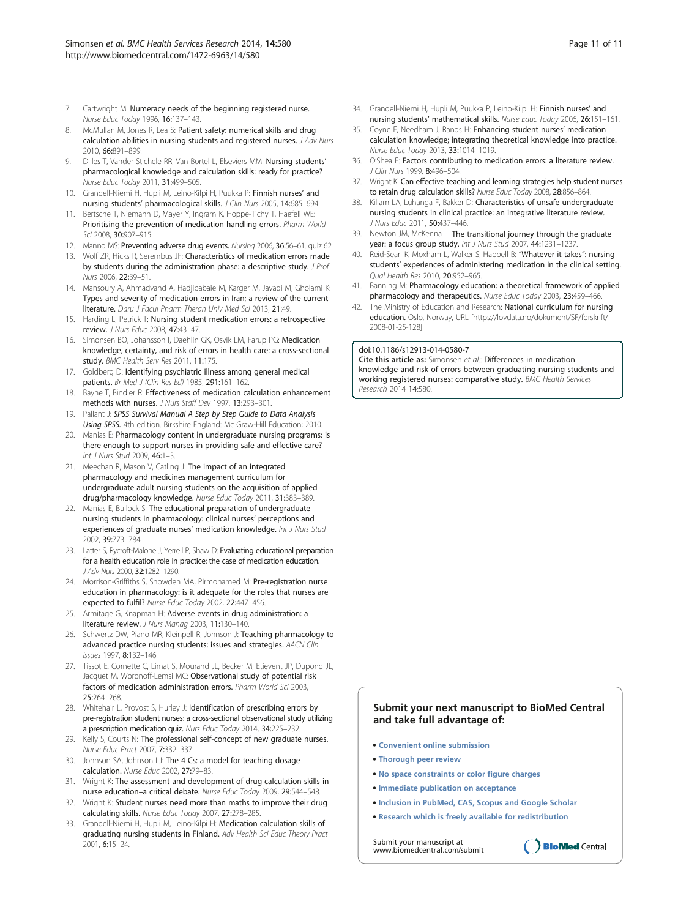7. Cartwright M: **Numeracy needs of the beginning registered nurse.** *Nurse Educ Today* 1996, **16:**137–143.
8. McMullan M, Jones R, Lea S: **Patient safety: numerical skills and drug calculation abilities in nursing students and registered nurses.** *J Adv Nurs* 2010, **66:**891–899.
9. Dilles T, Vander Stichele RR, Van Bortel L, Elseviers MM: **Nursing students' pharmacological knowledge and calculation skills: ready for practice?** *Nurse Educ Today* 2011, **31:**499–505.
10. Grandell-Niemi H, Hupli M, Leino-Kilpi H, Puukka P: **Finnish nurses' and nursing students' pharmacological skills.** *J Clin Nurs* 2005, **14:**685–694.
11. Bertsche T, Niemann D, Mayer Y, Ingram K, Hoppe-Tichy T, Haefeli WE: **Prioritising the prevention of medication handling errors.** *Pharm World Sci* 2008, **30:**907–915.
12. Manno MS: **Preventing adverse drug events.** *Nursing* 2006, **36:**56–61. quiz 62.
13. Wolf ZR, Hicks R, Serembus JF: **Characteristics of medication errors made by students during the administration phase: a descriptive study.** *J Prof Nurs* 2006, **22:**39–51.
14. Mansoury A, Ahmadvand A, Hadjibabaie M, Karger M, Javadi M, Gholami K: **Types and severity of medication errors in Iran; a review of the current literature.** *Daru J Facul Pharm Theran Univ Med Sci* 2013, **21:**49.
15. Harding L, Petrick T: **Nursing student medication errors: a retrospective review.** *J Nurs Educ* 2008, **47:**43–47.
16. Simonsen BO, Johansson I, Daehlin GK, Osvik LM, Farup PG: **Medication knowledge, certainty, and risk of errors in health care: a cross-sectional study.** *BMC Health Serv Res* 2011, **11:**175.
17. Goldberg D: **Identifying psychiatric illness among general medical patients.** *Br Med J (Clin Res Ed)* 1985, **291:**161–162.
18. Bayne T, Bindler R: **Effectiveness of medication calculation enhancement methods with nurses.** *J Nurs Staff Dev* 1997, **13:**293–301.
19. Pallant J: *SPSS Survival Manual A Step by Step Guide to Data Analysis Using SPSS.* 4th edition. Birkshire England: Mc Graw-Hill Education; 2010.
20. Manias E: **Pharmacology content in undergraduate nursing programs: is there enough to support nurses in providing safe and effective care?** *Int J Nurs Stud* 2009, **46:**1–3.
21. Meechan R, Mason V, Catling J: **The impact of an integrated pharmacology and medicines management curriculum for undergraduate adult nursing students on the acquisition of applied drug/pharmacology knowledge.** *Nurse Educ Today* 2011, **31:**383–389.
22. Manias E, Bullock S: **The educational preparation of undergraduate nursing students in pharmacology: clinical nurses' perceptions and experiences of graduate nurses' medication knowledge.** *Int J Nurs Stud* 2002, **39:**773–784.
23. Latter S, Rycroft-Malone J, Yerrell P, Shaw D: **Evaluating educational preparation for a health education role in practice: the case of medication education.** *J Adv Nurs* 2000, **32:**1282–1290.
24. Morrison-Griffiths S, Snowden MA, Pirmohamed M: **Pre-registration nurse education in pharmacology: is it adequate for the roles that nurses are expected to fulfil?** *Nurse Educ Today* 2002, **22:**447–456.
25. Armitage G, Knapman H: **Adverse events in drug administration: a literature review.** *J Nurs Manag* 2003, **11:**130–140.
26. Schwertz DW, Piano MR, Kleinpell R, Johnson J: **Teaching pharmacology to advanced practice nursing students: issues and strategies.** *AACN Clin Issues* 1997, **8:**132–146.
27. Tissot E, Cornette C, Limat S, Mourand JL, Becker M, Etievent JP, Dupond JL, Jacquet M, Woronoff-Lemsi MC: **Observational study of potential risk factors of medication administration errors.** *Pharm World Sci* 2003, **25:**264–268.
28. Whitehair L, Provost S, Hurley J: **Identification of prescribing errors by pre-registration student nurses: a cross-sectional observational study utilizing a prescription medication quiz.** *Nurs Educ Today* 2014, **34:**225–232.
29. Kelly S, Courts N: **The professional self-concept of new graduate nurses.** *Nurse Educ Pract* 2007, **7:**332–337.
30. Johnson SA, Johnson LJ: **The 4 Cs: a model for teaching dosage calculation.** *Nurse Educ* 2002, **27:**79–83.
31. Wright K: **The assessment and development of drug calculation skills in nurse education–a critical debate.** *Nurse Educ Today* 2009, **29:**544–548.
32. Wright K: **Student nurses need more than maths to improve their drug calculating skills.** *Nurse Educ Today* 2007, **27:**278–285.
33. Grandell-Niemi H, Hupli M, Leino-Kilpi H: **Medication calculation skills of graduating nursing students in Finland.** *Adv Health Sci Educ Theory Pract* 2001, **6:**15–24.
34. Grandell-Niemi H, Hupli M, Puukka P, Leino-Kilpi H: **Finnish nurses' and nursing students' mathematical skills.** *Nurse Educ Today* 2006, **26:**151–161.
35. Coyne E, Needham J, Rands H: **Enhancing student nurses' medication calculation knowledge; integrating theoretical knowledge into practice.** *Nurse Educ Today* 2013, **33:**1014–1019.
36. O'Shea E: **Factors contributing to medication errors: a literature review.** *J Clin Nurs* 1999, **8:**496–504.
37. Wright K: **Can effective teaching and learning strategies help student nurses to retain drug calculation skills?** *Nurse Educ Today* 2008, **28:**856–864.
38. Killam LA, Luhanga F, Bakker D: **Characteristics of unsafe undergraduate nursing students in clinical practice: an integrative literature review.** *J Nurs Educ* 2011, **50:**437–446.
39. Newton JM, McKenna L: **The transitional journey through the graduate year: a focus group study.** *Int J Nurs Stud* 2007, **44:**1231–1237.
40. Reid-Searl K, Moxham L, Walker S, Happell B: **"Whatever it takes": nursing students' experiences of administering medication in the clinical setting.** *Qual Health Res* 2010, **20:**952–965.
41. Banning M: **Pharmacology education: a theoretical framework of applied pharmacology and therapeutics.** *Nurse Educ Today* 2003, **23:**459–466.
42. The Ministry of Education and Research: **National curriculum for nursing education.** Oslo, Norway, URL [https://lovdata.no/dokument/SF/forskrift/2008-01-25-128]

doi:10.1186/s12913-014-0580-7

**Cite this article as:** Simonsen *et al.*: Differences in medication knowledge and risk of errors between graduating nursing students and working registered nurses: comparative study. *BMC Health Services Research* 2014 **14**:580.

**Submit your next manuscript to BioMed Central and take full advantage of:**

- **Convenient online submission**
- **Thorough peer review**
- **No space constraints or color figure charges**
- **Immediate publication on acceptance**
- **Inclusion in PubMed, CAS, Scopus and Google Scholar**
- **Research which is freely available for redistribution**

Submit your manuscript at
www.biomedcentral.com/submit

BioMed Central